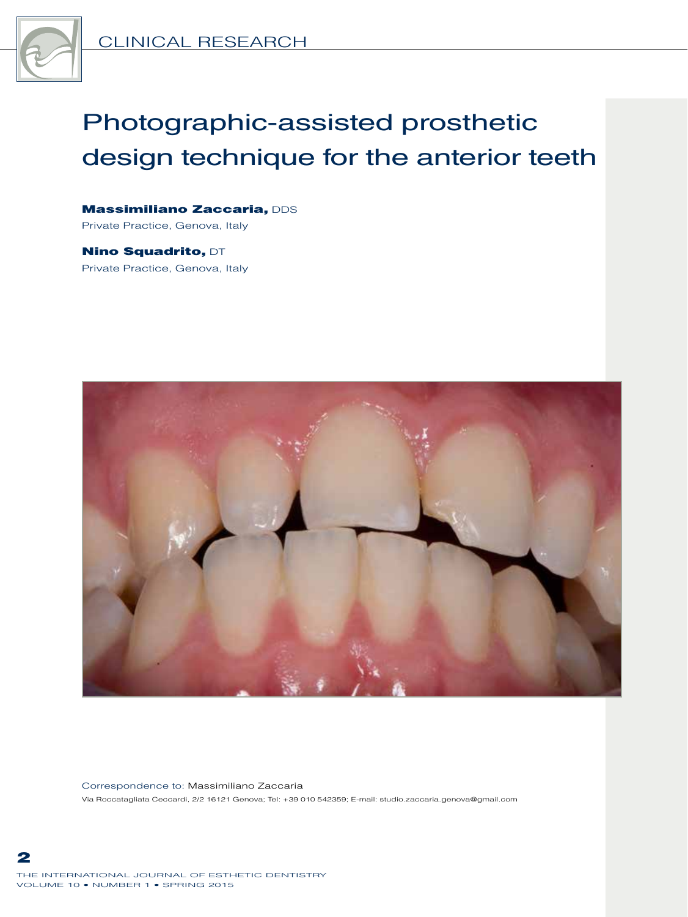CLINICAL RESEARCH

# Photographic-assisted prosthetic design technique for the anterior teeth

**Massimiliano Zaccaria,** DDS
Private Practice, Genova, Italy

**Nino Squadrito,** DT
Private Practice, Genova, Italy

Correspondence to: Massimiliano Zaccaria

Via Roccatagliata Ceccardi, 2/2 16121 Genova; Tel: +39 010 542359; E-mail: studio.zaccaria.genova@gmail.com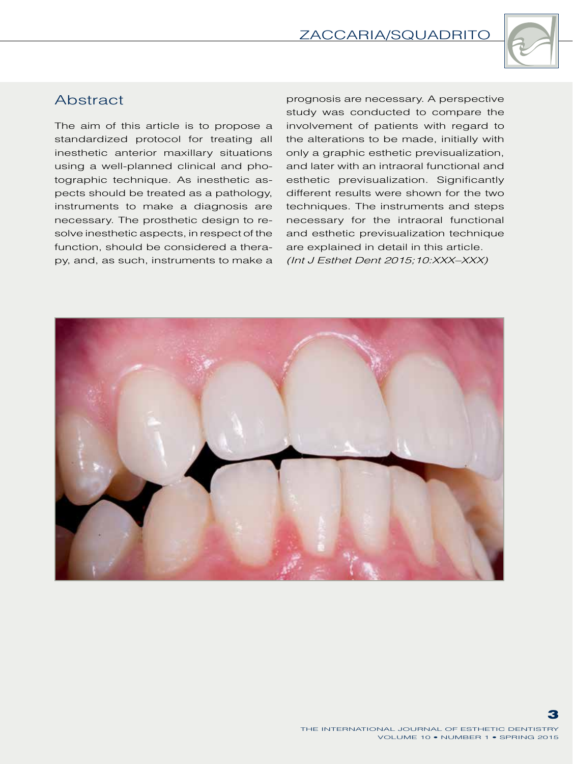## Abstract

The aim of this article is to propose a standardized protocol for treating all inesthetic anterior maxillary situations using a well-planned clinical and photographic technique. As inesthetic aspects should be treated as a pathology, instruments to make a diagnosis are necessary. The prosthetic design to resolve inesthetic aspects, in respect of the function, should be considered a therapy, and, as such, instruments to make a prognosis are necessary. A perspective study was conducted to compare the involvement of patients with regard to the alterations to be made, initially with only a graphic esthetic previsualization, and later with an intraoral functional and esthetic previsualization. Significantly different results were shown for the two techniques. The instruments and steps necessary for the intraoral functional and esthetic previsualization technique are explained in detail in this article.

*(Int J Esthet Dent 2015;10:XXX–XXX)*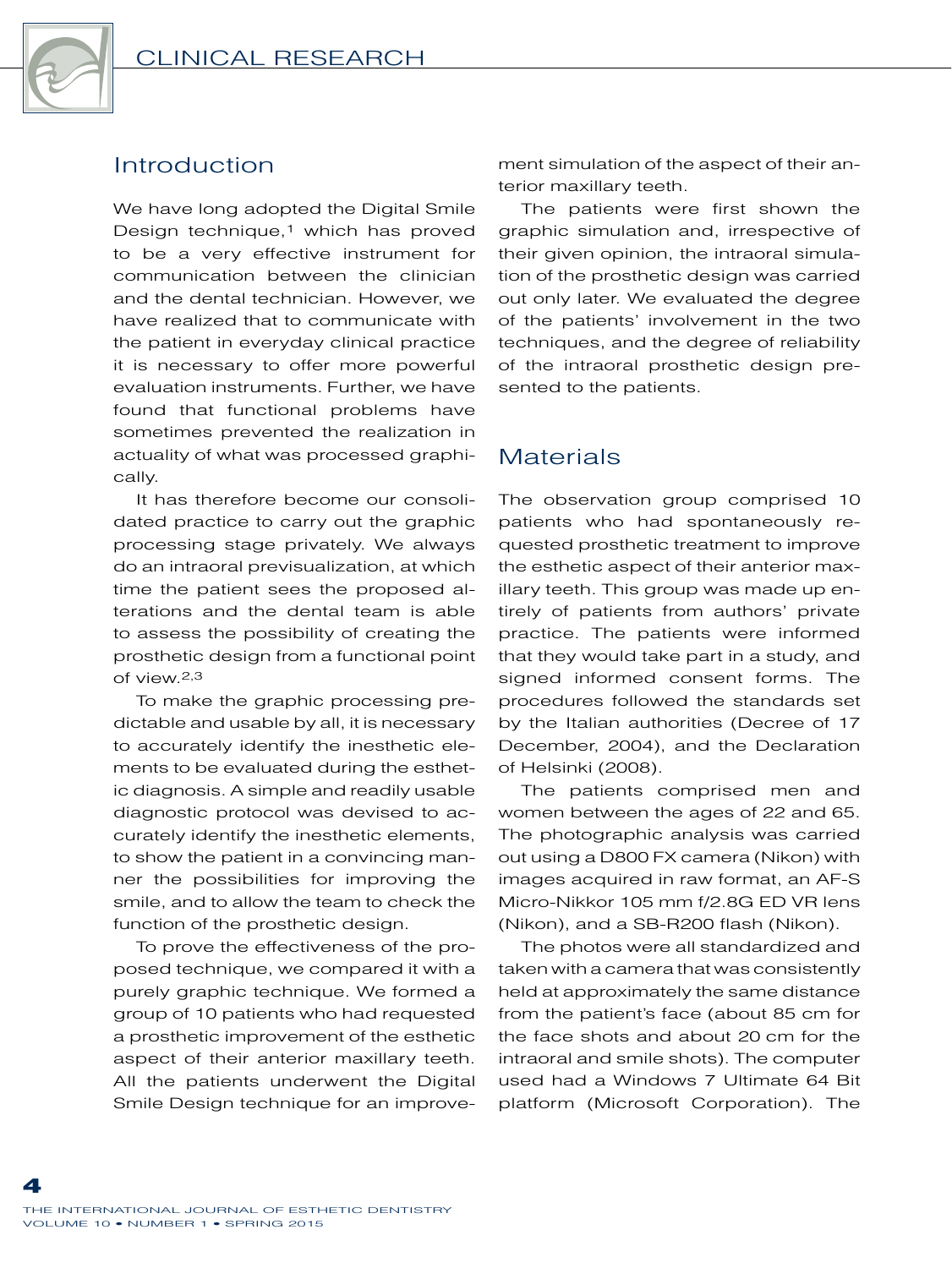## Introduction

We have long adopted the Digital Smile Design technique,[1] which has proved to be a very effective instrument for communication between the clinician and the dental technician. However, we have realized that to communicate with the patient in everyday clinical practice it is necessary to offer more powerful evaluation instruments. Further, we have found that functional problems have sometimes prevented the realization in actuality of what was processed graphically.

It has therefore become our consolidated practice to carry out the graphic processing stage privately. We always do an intraoral previsualization, at which time the patient sees the proposed alterations and the dental team is able to assess the possibility of creating the prosthetic design from a functional point of view.[2,3]

To make the graphic processing predictable and usable by all, it is necessary to accurately identify the inesthetic elements to be evaluated during the esthetic diagnosis. A simple and readily usable diagnostic protocol was devised to accurately identify the inesthetic elements, to show the patient in a convincing manner the possibilities for improving the smile, and to allow the team to check the function of the prosthetic design.

To prove the effectiveness of the proposed technique, we compared it with a purely graphic technique. We formed a group of 10 patients who had requested a prosthetic improvement of the esthetic aspect of their anterior maxillary teeth. All the patients underwent the Digital Smile Design technique for an improvement simulation of the aspect of their anterior maxillary teeth.

The patients were first shown the graphic simulation and, irrespective of their given opinion, the intraoral simulation of the prosthetic design was carried out only later. We evaluated the degree of the patients' involvement in the two techniques, and the degree of reliability of the intraoral prosthetic design presented to the patients.

## Materials

The observation group comprised 10 patients who had spontaneously requested prosthetic treatment to improve the esthetic aspect of their anterior maxillary teeth. This group was made up entirely of patients from authors' private practice. The patients were informed that they would take part in a study, and signed informed consent forms. The procedures followed the standards set by the Italian authorities (Decree of 17 December, 2004), and the Declaration of Helsinki (2008).

The patients comprised men and women between the ages of 22 and 65. The photographic analysis was carried out using a D800 FX camera (Nikon) with images acquired in raw format, an AF-S Micro-Nikkor 105 mm f/2.8G ED VR lens (Nikon), and a SB-R200 flash (Nikon).

The photos were all standardized and taken with a camera that was consistently held at approximately the same distance from the patient's face (about 85 cm for the face shots and about 20 cm for the intraoral and smile shots). The computer used had a Windows 7 Ultimate 64 Bit platform (Microsoft Corporation). The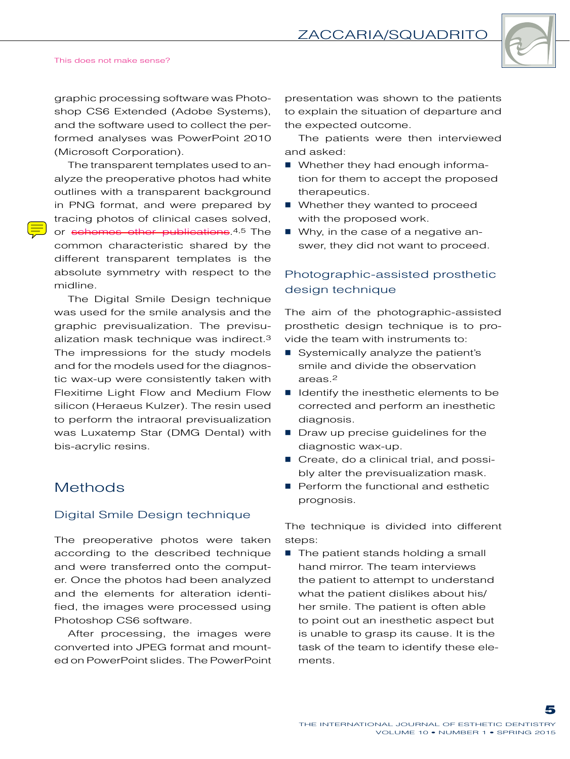graphic processing software was Photoshop CS6 Extended (Adobe Systems), and the software used to collect the performed analyses was PowerPoint 2010 (Microsoft Corporation).

The transparent templates used to analyze the preoperative photos had white outlines with a transparent background in PNG format, and were prepared by tracing photos of clinical cases solved, or ~~schemes other publications~~.[4,5] The common characteristic shared by the different transparent templates is the absolute symmetry with respect to the midline.

The Digital Smile Design technique was used for the smile analysis and the graphic previsualization. The previsualization mask technique was indirect.[3] The impressions for the study models and for the models used for the diagnostic wax-up were consistently taken with Flexitime Light Flow and Medium Flow silicon (Heraeus Kulzer). The resin used to perform the intraoral previsualization was Luxatemp Star (DMG Dental) with bis-acrylic resins.

## Methods

### Digital Smile Design technique

The preoperative photos were taken according to the described technique and were transferred onto the computer. Once the photos had been analyzed and the elements for alteration identified, the images were processed using Photoshop CS6 software.

After processing, the images were converted into JPEG format and mounted on PowerPoint slides. The PowerPoint presentation was shown to the patients to explain the situation of departure and the expected outcome.

The patients were then interviewed and asked:

- Whether they had enough information for them to accept the proposed therapeutics.
- Whether they wanted to proceed with the proposed work.
- Why, in the case of a negative answer, they did not want to proceed.

### Photographic-assisted prosthetic design technique

The aim of the photographic-assisted prosthetic design technique is to provide the team with instruments to:

- Systemically analyze the patient's smile and divide the observation areas.[2]
- Identify the inesthetic elements to be corrected and perform an inesthetic diagnosis.
- Draw up precise guidelines for the diagnostic wax-up.
- Create, do a clinical trial, and possibly alter the previsualization mask.
- Perform the functional and esthetic prognosis.

The technique is divided into different steps:

- The patient stands holding a small hand mirror. The team interviews the patient to attempt to understand what the patient dislikes about his/her smile. The patient is often able to point out an inesthetic aspect but is unable to grasp its cause. It is the task of the team to identify these elements.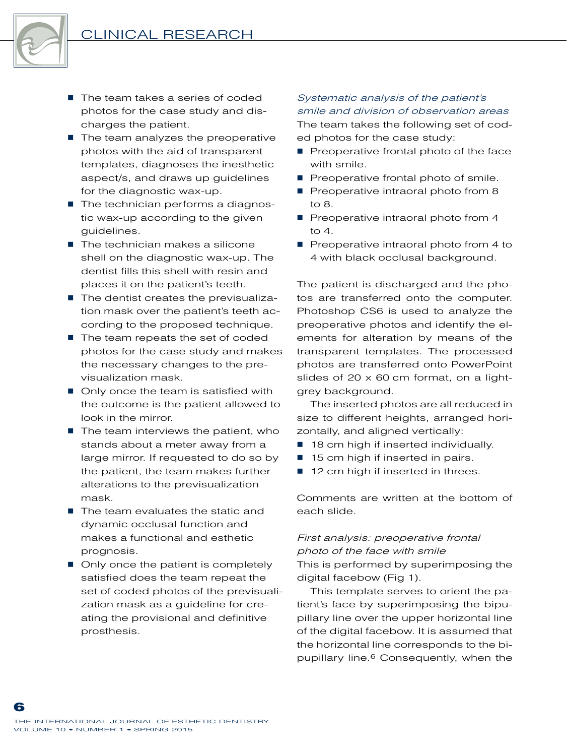- The team takes a series of coded photos for the case study and discharges the patient.
- The team analyzes the preoperative photos with the aid of transparent templates, diagnoses the inesthetic aspect/s, and draws up guidelines for the diagnostic wax-up.
- The technician performs a diagnostic wax-up according to the given guidelines.
- The technician makes a silicone shell on the diagnostic wax-up. The dentist fills this shell with resin and places it on the patient's teeth.
- The dentist creates the previsualization mask over the patient's teeth according to the proposed technique.
- The team repeats the set of coded photos for the case study and makes the necessary changes to the previsualization mask.
- Only once the team is satisfied with the outcome is the patient allowed to look in the mirror.
- The team interviews the patient, who stands about a meter away from a large mirror. If requested to do so by the patient, the team makes further alterations to the previsualization mask.
- The team evaluates the static and dynamic occlusal function and makes a functional and esthetic prognosis.
- Only once the patient is completely satisfied does the team repeat the set of coded photos of the previsualization mask as a guideline for creating the provisional and definitive prosthesis.

*Systematic analysis of the patient's smile and division of observation areas*

The team takes the following set of coded photos for the case study:

- Preoperative frontal photo of the face with smile.
- Preoperative frontal photo of smile.
- Preoperative intraoral photo from 8 to 8.
- Preoperative intraoral photo from 4 to 4.
- Preoperative intraoral photo from 4 to 4 with black occlusal background.

The patient is discharged and the photos are transferred onto the computer. Photoshop CS6 is used to analyze the preoperative photos and identify the elements for alteration by means of the transparent templates. The processed photos are transferred onto PowerPoint slides of 20 x 60 cm format, on a light-grey background.

The inserted photos are all reduced in size to different heights, arranged horizontally, and aligned vertically:

- 18 cm high if inserted individually.
- 15 cm high if inserted in pairs.
- 12 cm high if inserted in threes.

Comments are written at the bottom of each slide.

*First analysis: preoperative frontal photo of the face with smile*

This is performed by superimposing the digital facebow (Fig 1).

This template serves to orient the patient's face by superimposing the bipupillary line over the upper horizontal line of the digital facebow. It is assumed that the horizontal line corresponds to the bipupillary line.[6] Consequently, when the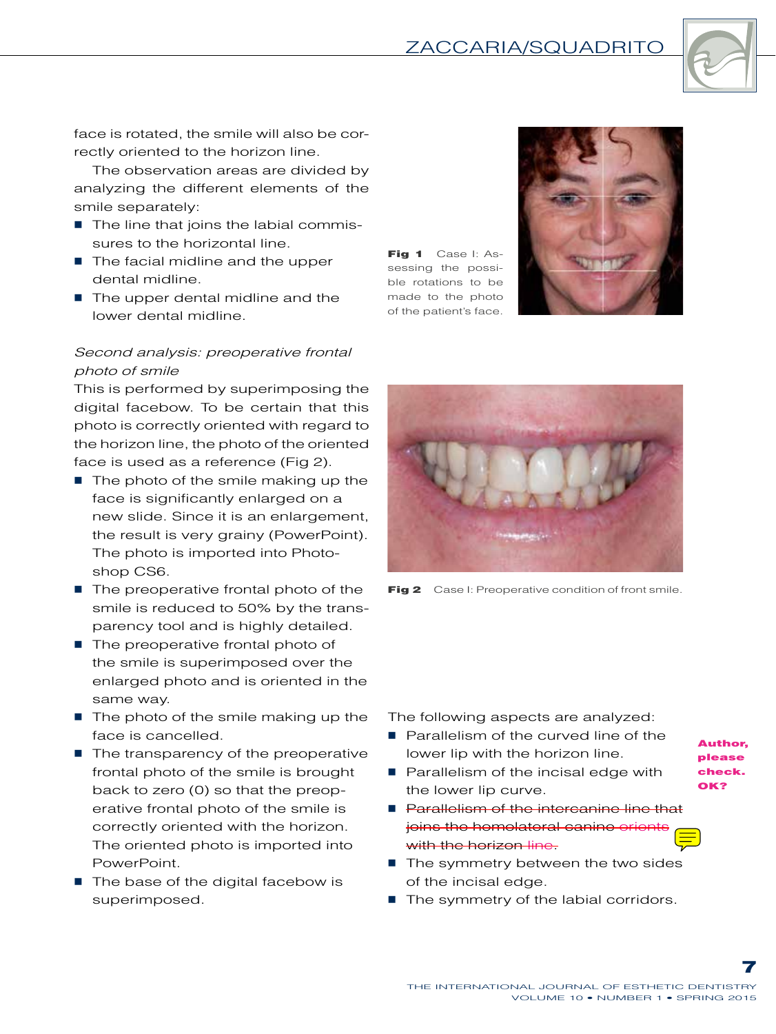face is rotated, the smile will also be correctly oriented to the horizon line.

The observation areas are divided by analyzing the different elements of the smile separately:

- The line that joins the labial commissures to the horizontal line.
- The facial midline and the upper dental midline.
- The upper dental midline and the lower dental midline.

Fig 1 Case I: Assessing the possible rotations to be made to the photo of the patient's face.

*Second analysis: preoperative frontal photo of smile*

This is performed by superimposing the digital facebow. To be certain that this photo is correctly oriented with regard to the horizon line, the photo of the oriented face is used as a reference (Fig 2).

- The photo of the smile making up the face is significantly enlarged on a new slide. Since it is an enlargement, the result is very grainy (PowerPoint). The photo is imported into Photoshop CS6.
- The preoperative frontal photo of the smile is reduced to 50% by the transparency tool and is highly detailed.
- The preoperative frontal photo of the smile is superimposed over the enlarged photo and is oriented in the same way.
- The photo of the smile making up the face is cancelled.
- The transparency of the preoperative frontal photo of the smile is brought back to zero (0) so that the preoperative frontal photo of the smile is correctly oriented with the horizon. The oriented photo is imported into PowerPoint.
- The base of the digital facebow is superimposed.

Fig 2 Case I: Preoperative condition of front smile.

The following aspects are analyzed:

- Parallelism of the curved line of the lower lip with the horizon line.
- Parallelism of the incisal edge with the lower lip curve.
- ~~Parallelism of the intercanine line that joins the homolateral canine orients with the horizon line.~~
- The symmetry between the two sides of the incisal edge.
- The symmetry of the labial corridors.

**Author, please check. OK?**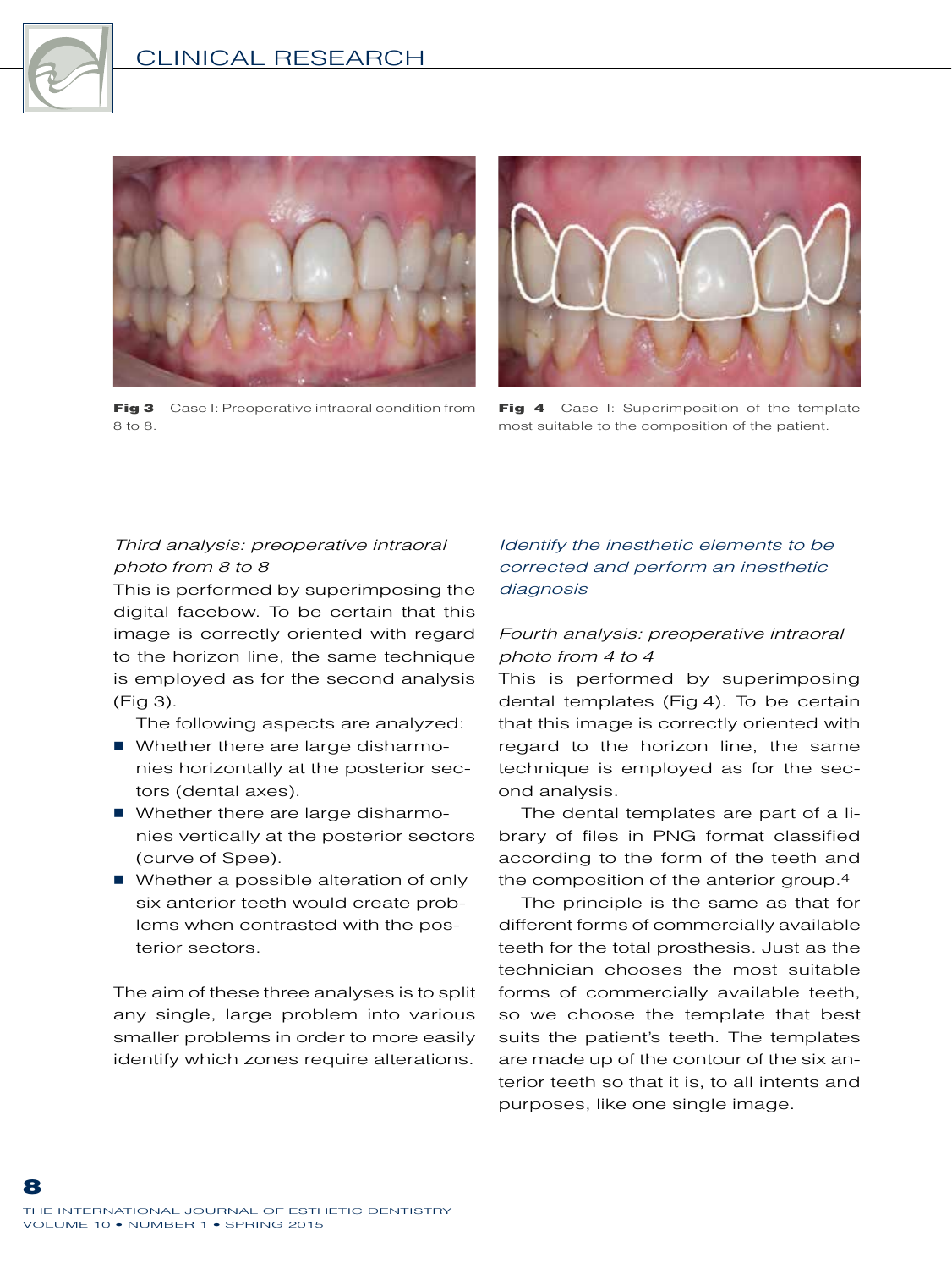Fig 3 Case I: Preoperative intraoral condition from 8 to 8.

Fig 4 Case I: Superimposition of the template most suitable to the composition of the patient.

*Third analysis: preoperative intraoral photo from 8 to 8*

This is performed by superimposing the digital facebow. To be certain that this image is correctly oriented with regard to the horizon line, the same technique is employed as for the second analysis (Fig 3).

The following aspects are analyzed:

- Whether there are large disharmonies horizontally at the posterior sectors (dental axes).
- Whether there are large disharmonies vertically at the posterior sectors (curve of Spee).
- Whether a possible alteration of only six anterior teeth would create problems when contrasted with the posterior sectors.

The aim of these three analyses is to split any single, large problem into various smaller problems in order to more easily identify which zones require alterations.

*Identify the inesthetic elements to be corrected and perform an inesthetic diagnosis*

*Fourth analysis: preoperative intraoral photo from 4 to 4*

This is performed by superimposing dental templates (Fig 4). To be certain that this image is correctly oriented with regard to the horizon line, the same technique is employed as for the second analysis.

The dental templates are part of a library of files in PNG format classified according to the form of the teeth and the composition of the anterior group.[4]

The principle is the same as that for different forms of commercially available teeth for the total prosthesis. Just as the technician chooses the most suitable forms of commercially available teeth, so we choose the template that best suits the patient's teeth. The templates are made up of the contour of the six anterior teeth so that it is, to all intents and purposes, like one single image.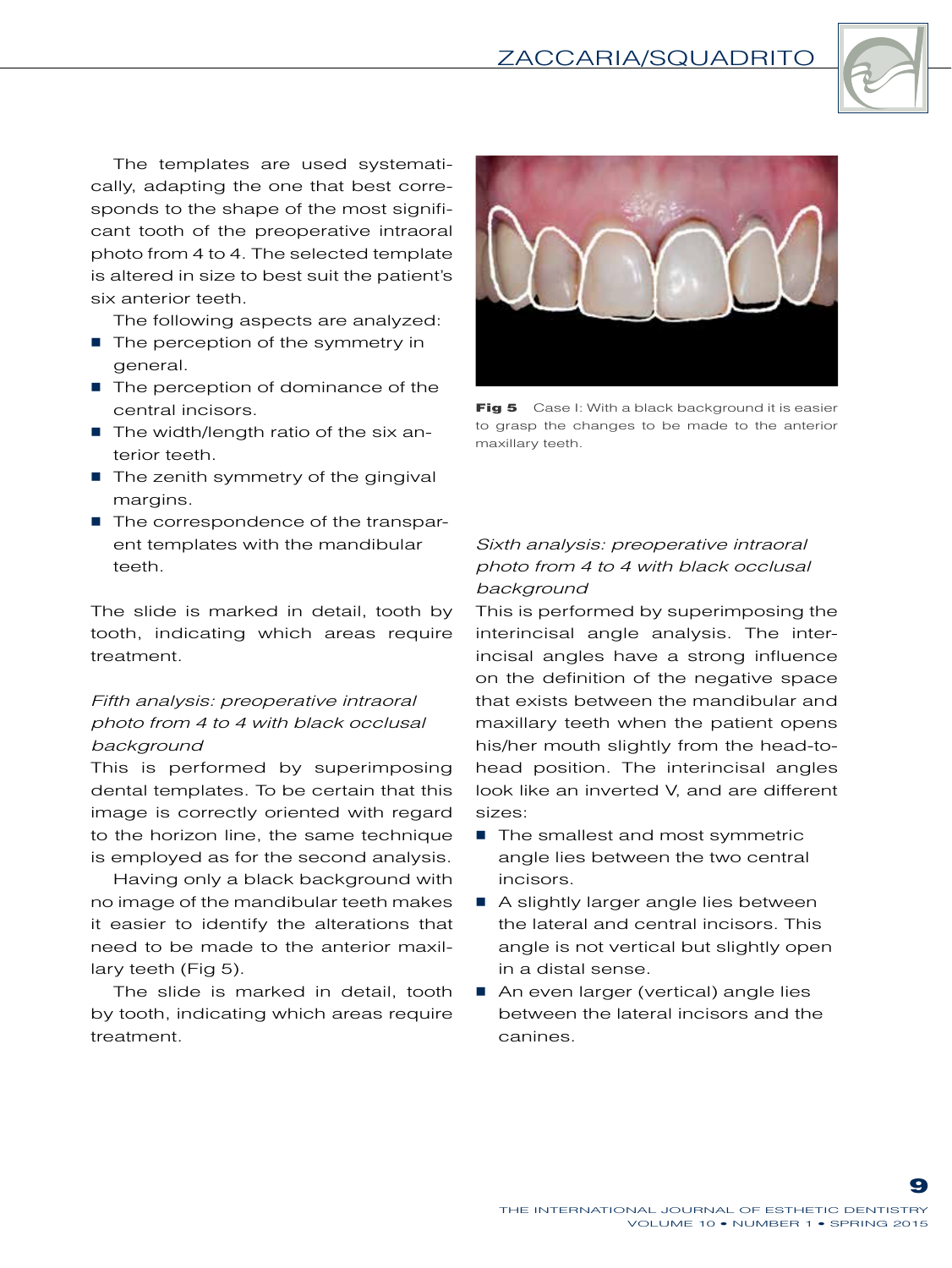The templates are used systematically, adapting the one that best corresponds to the shape of the most significant tooth of the preoperative intraoral photo from 4 to 4. The selected template is altered in size to best suit the patient's six anterior teeth.

The following aspects are analyzed:

- The perception of the symmetry in general.
- The perception of dominance of the central incisors.
- The width/length ratio of the six anterior teeth.
- The zenith symmetry of the gingival margins.
- The correspondence of the transparent templates with the mandibular teeth.

The slide is marked in detail, tooth by tooth, indicating which areas require treatment.

*Fifth analysis: preoperative intraoral photo from 4 to 4 with black occlusal background*

This is performed by superimposing dental templates. To be certain that this image is correctly oriented with regard to the horizon line, the same technique is employed as for the second analysis.

Having only a black background with no image of the mandibular teeth makes it easier to identify the alterations that need to be made to the anterior maxillary teeth (Fig 5).

The slide is marked in detail, tooth by tooth, indicating which areas require treatment.

**Fig 5** Case I: With a black background it is easier to grasp the changes to be made to the anterior maxillary teeth.

*Sixth analysis: preoperative intraoral photo from 4 to 4 with black occlusal background*

This is performed by superimposing the interincisal angle analysis. The interincisal angles have a strong influence on the definition of the negative space that exists between the mandibular and maxillary teeth when the patient opens his/her mouth slightly from the head-to-head position. The interincisal angles look like an inverted V, and are different sizes:

- The smallest and most symmetric angle lies between the two central incisors.
- A slightly larger angle lies between the lateral and central incisors. This angle is not vertical but slightly open in a distal sense.
- An even larger (vertical) angle lies between the lateral incisors and the canines.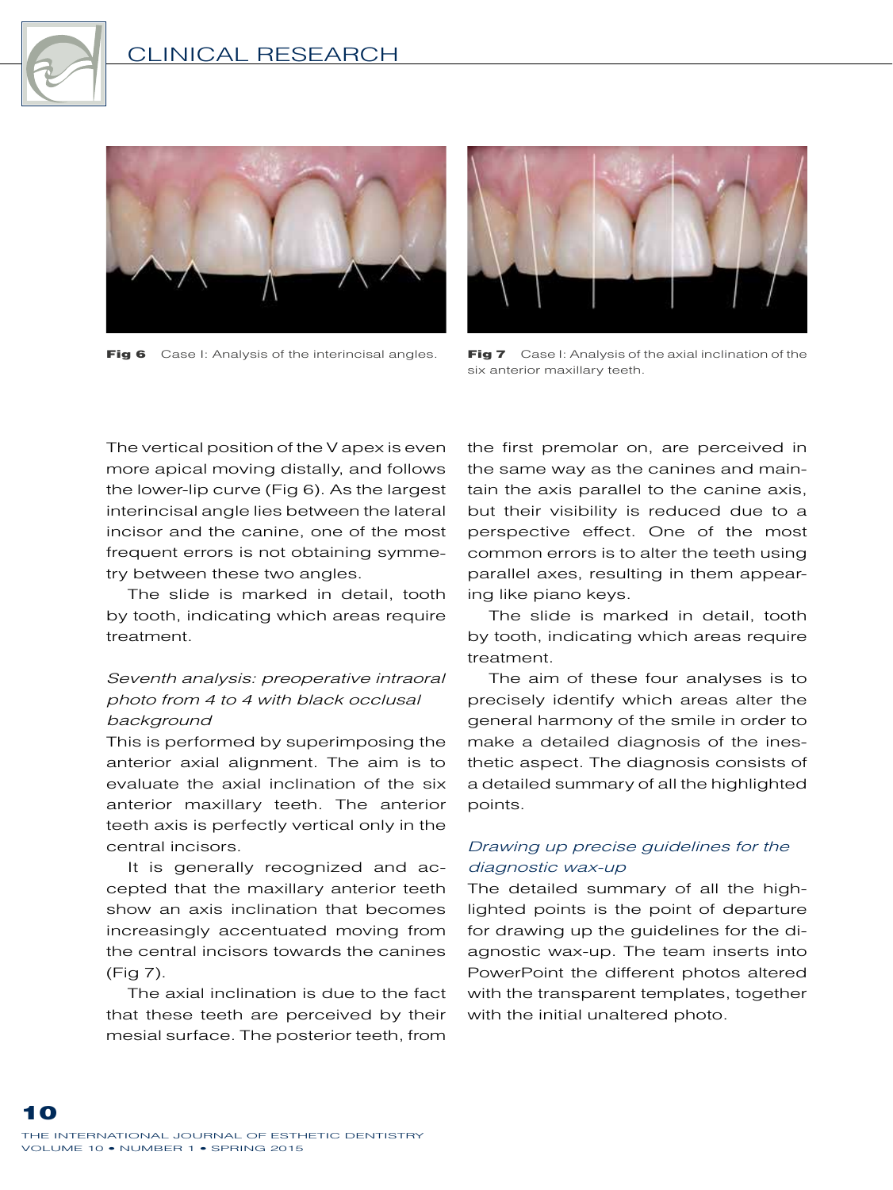**Fig 6** Case I: Analysis of the interincisal angles.

**Fig 7** Case I: Analysis of the axial inclination of the six anterior maxillary teeth.

The vertical position of the V apex is even more apical moving distally, and follows the lower-lip curve (Fig 6). As the largest interincisal angle lies between the lateral incisor and the canine, one of the most frequent errors is not obtaining symmetry between these two angles.

The slide is marked in detail, tooth by tooth, indicating which areas require treatment.

*Seventh analysis: preoperative intraoral photo from 4 to 4 with black occlusal background*

This is performed by superimposing the anterior axial alignment. The aim is to evaluate the axial inclination of the six anterior maxillary teeth. The anterior teeth axis is perfectly vertical only in the central incisors.

It is generally recognized and accepted that the maxillary anterior teeth show an axis inclination that becomes increasingly accentuated moving from the central incisors towards the canines (Fig 7).

The axial inclination is due to the fact that these teeth are perceived by their mesial surface. The posterior teeth, from the first premolar on, are perceived in the same way as the canines and maintain the axis parallel to the canine axis, but their visibility is reduced due to a perspective effect. One of the most common errors is to alter the teeth using parallel axes, resulting in them appearing like piano keys.

The slide is marked in detail, tooth by tooth, indicating which areas require treatment.

The aim of these four analyses is to precisely identify which areas alter the general harmony of the smile in order to make a detailed diagnosis of the inesthetic aspect. The diagnosis consists of a detailed summary of all the highlighted points.

*Drawing up precise guidelines for the diagnostic wax-up*

The detailed summary of all the highlighted points is the point of departure for drawing up the guidelines for the diagnostic wax-up. The team inserts into PowerPoint the different photos altered with the transparent templates, together with the initial unaltered photo.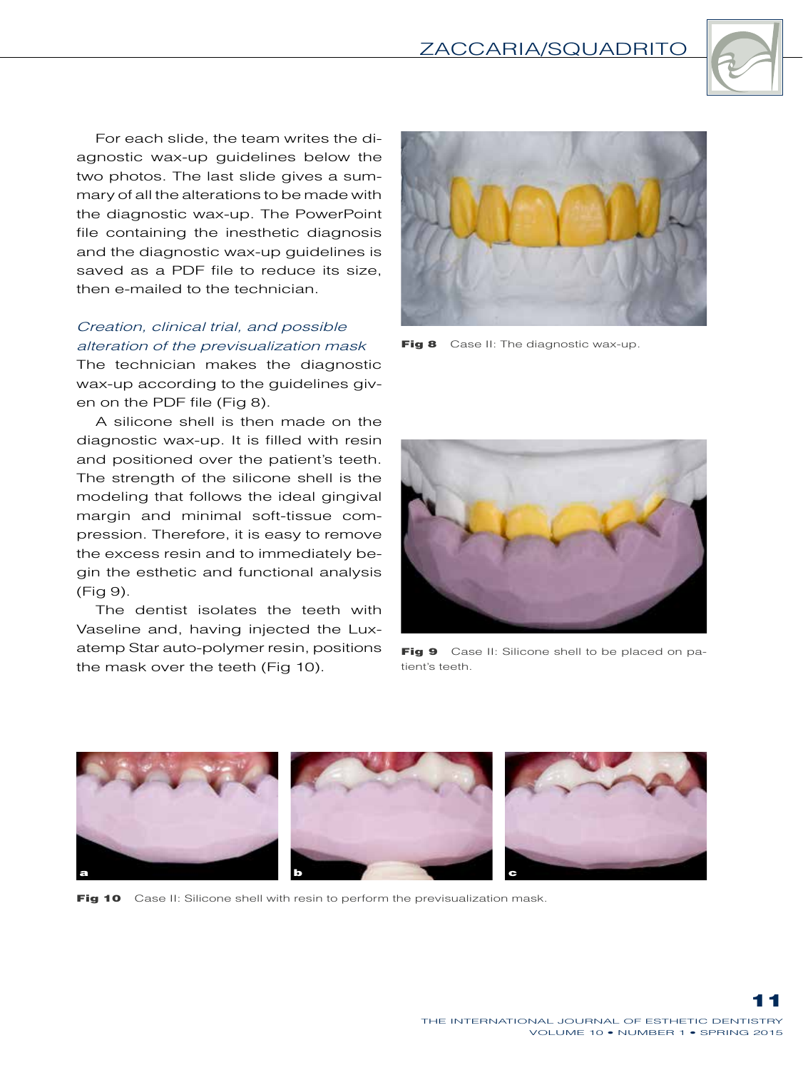For each slide, the team writes the diagnostic wax-up guidelines below the two photos. The last slide gives a summary of all the alterations to be made with the diagnostic wax-up. The PowerPoint file containing the inesthetic diagnosis and the diagnostic wax-up guidelines is saved as a PDF file to reduce its size, then e-mailed to the technician.

### *Creation, clinical trial, and possible alteration of the previsualization mask*

The technician makes the diagnostic wax-up according to the guidelines given on the PDF file (Fig 8).

A silicone shell is then made on the diagnostic wax-up. It is filled with resin and positioned over the patient's teeth. The strength of the silicone shell is the modeling that follows the ideal gingival margin and minimal soft-tissue compression. Therefore, it is easy to remove the excess resin and to immediately begin the esthetic and functional analysis (Fig 9).

The dentist isolates the teeth with Vaseline and, having injected the Luxatemp Star auto-polymer resin, positions the mask over the teeth (Fig 10).

**Fig 8** Case II: The diagnostic wax-up.

**Fig 9** Case II: Silicone shell to be placed on patient's teeth.

**Fig 10** Case II: Silicone shell with resin to perform the previsualization mask.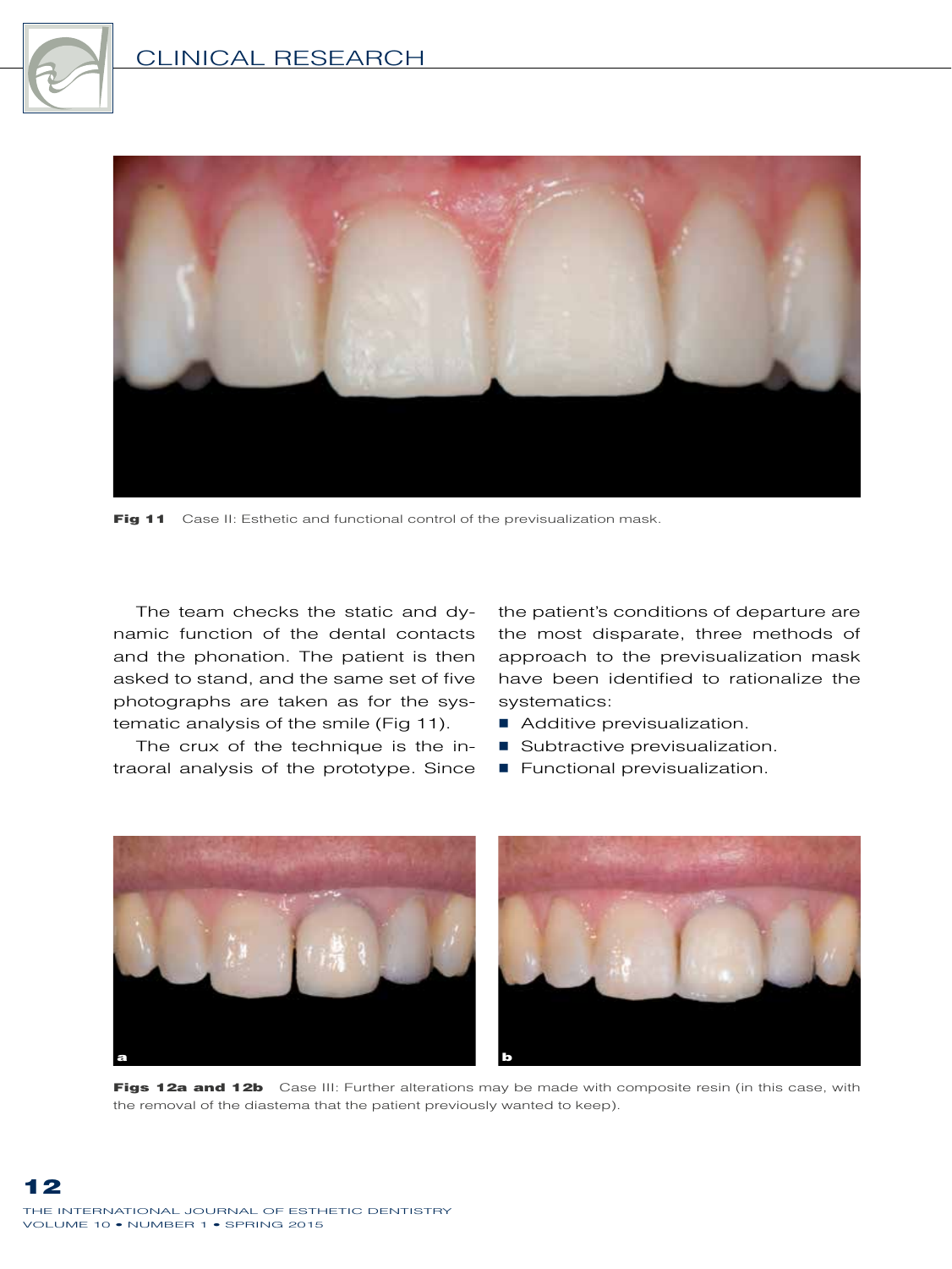Fig 11 Case II: Esthetic and functional control of the previsualization mask.

The team checks the static and dynamic function of the dental contacts and the phonation. The patient is then asked to stand, and the same set of five photographs are taken as for the systematic analysis of the smile (Fig 11).

The crux of the technique is the intraoral analysis of the prototype. Since the patient's conditions of departure are the most disparate, three methods of approach to the previsualization mask have been identified to rationalize the systematics:

- Additive previsualization.
- Subtractive previsualization.
- Functional previsualization.

**Figs 12a and 12b** Case III: Further alterations may be made with composite resin (in this case, with the removal of the diastema that the patient previously wanted to keep).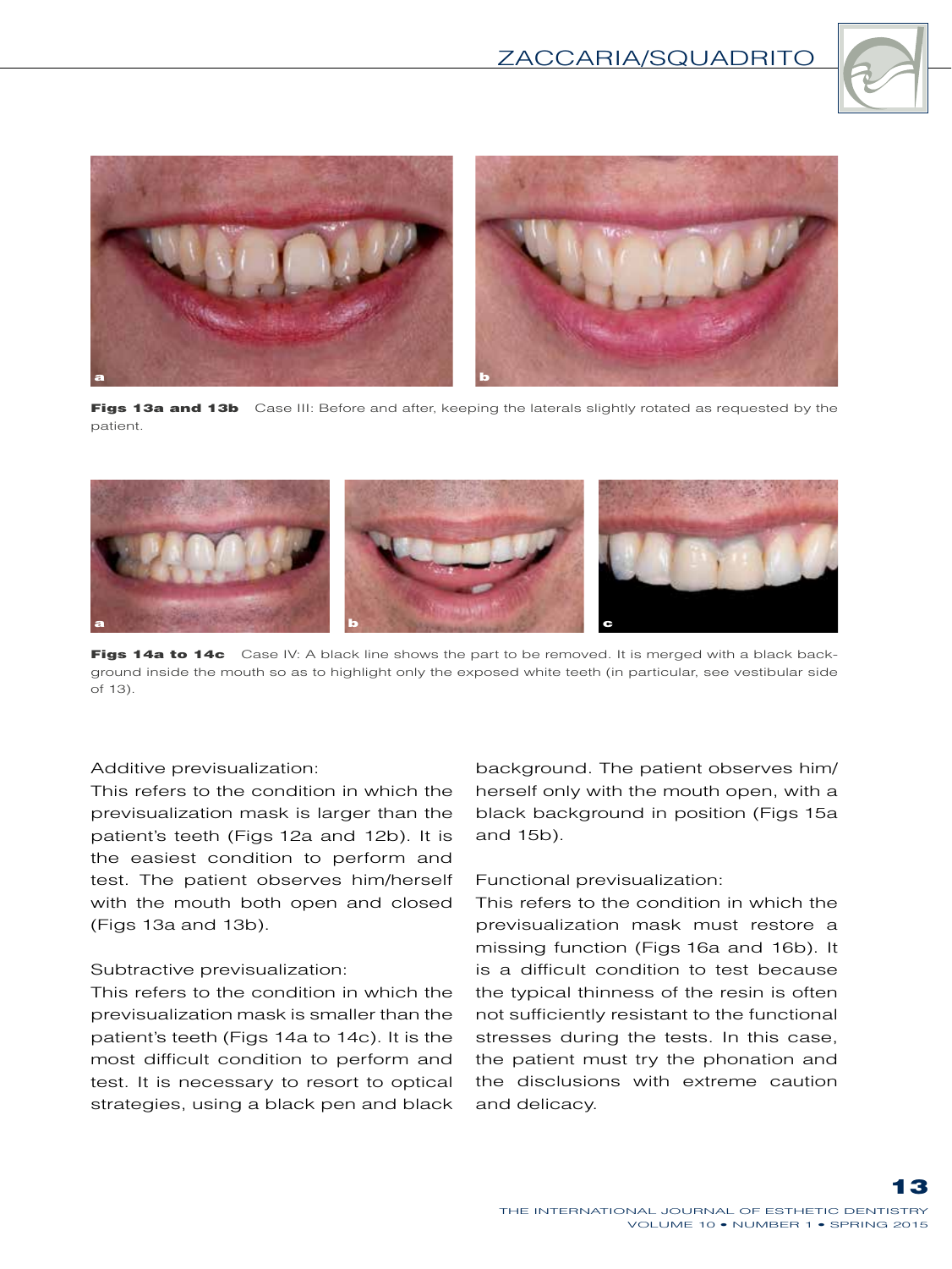**Figs 13a and 13b** Case III: Before and after, keeping the laterals slightly rotated as requested by the patient.

**Figs 14a to 14c** Case IV: A black line shows the part to be removed. It is merged with a black background inside the mouth so as to highlight only the exposed white teeth (in particular, see vestibular side of 13).

Additive previsualization:
This refers to the condition in which the previsualization mask is larger than the patient's teeth (Figs 12a and 12b). It is the easiest condition to perform and test. The patient observes him/herself with the mouth both open and closed (Figs 13a and 13b).

Subtractive previsualization:
This refers to the condition in which the previsualization mask is smaller than the patient's teeth (Figs 14a to 14c). It is the most difficult condition to perform and test. It is necessary to resort to optical strategies, using a black pen and black background. The patient observes him/herself only with the mouth open, with a black background in position (Figs 15a and 15b).

Functional previsualization:
This refers to the condition in which the previsualization mask must restore a missing function (Figs 16a and 16b). It is a difficult condition to test because the typical thinness of the resin is often not sufficiently resistant to the functional stresses during the tests. In this case, the patient must try the phonation and the disclusions with extreme caution and delicacy.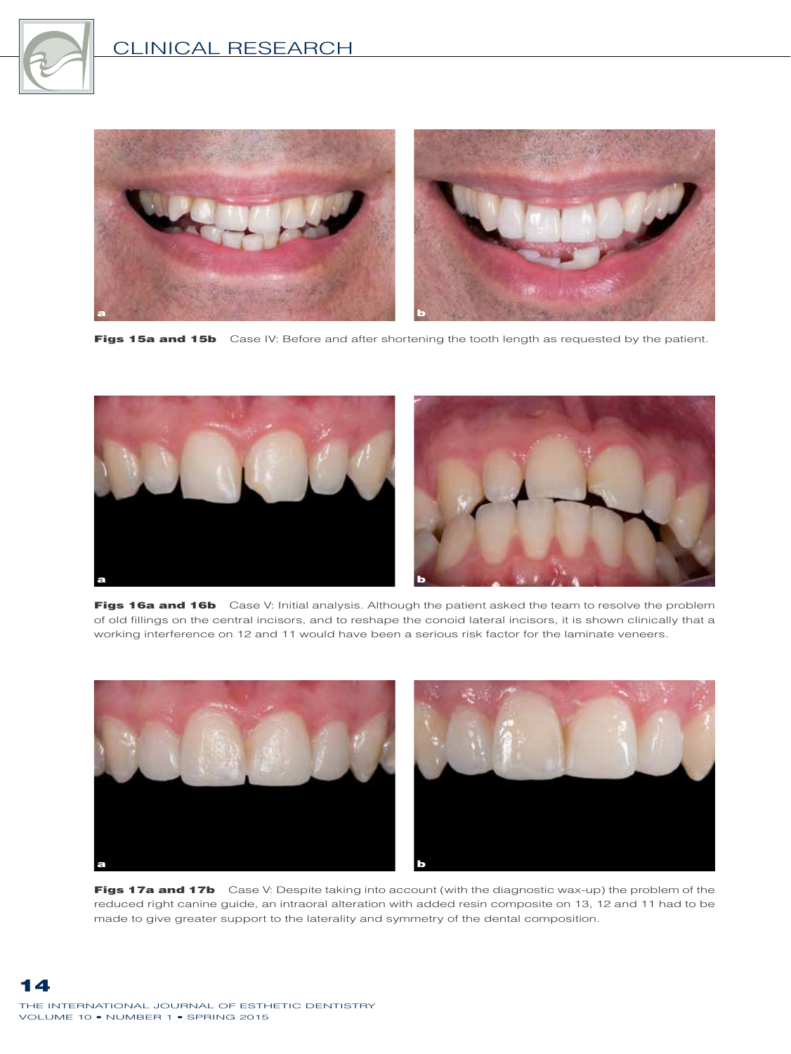**Figs 15a and 15b** Case IV: Before and after shortening the tooth length as requested by the patient.

**Figs 16a and 16b** Case V: Initial analysis. Although the patient asked the team to resolve the problem of old fillings on the central incisors, and to reshape the conoid lateral incisors, it is shown clinically that a working interference on 12 and 11 would have been a serious risk factor for the laminate veneers.

**Figs 17a and 17b** Case V: Despite taking into account (with the diagnostic wax-up) the problem of the reduced right canine guide, an intraoral alteration with added resin composite on 13, 12 and 11 had to be made to give greater support to the laterality and symmetry of the dental composition.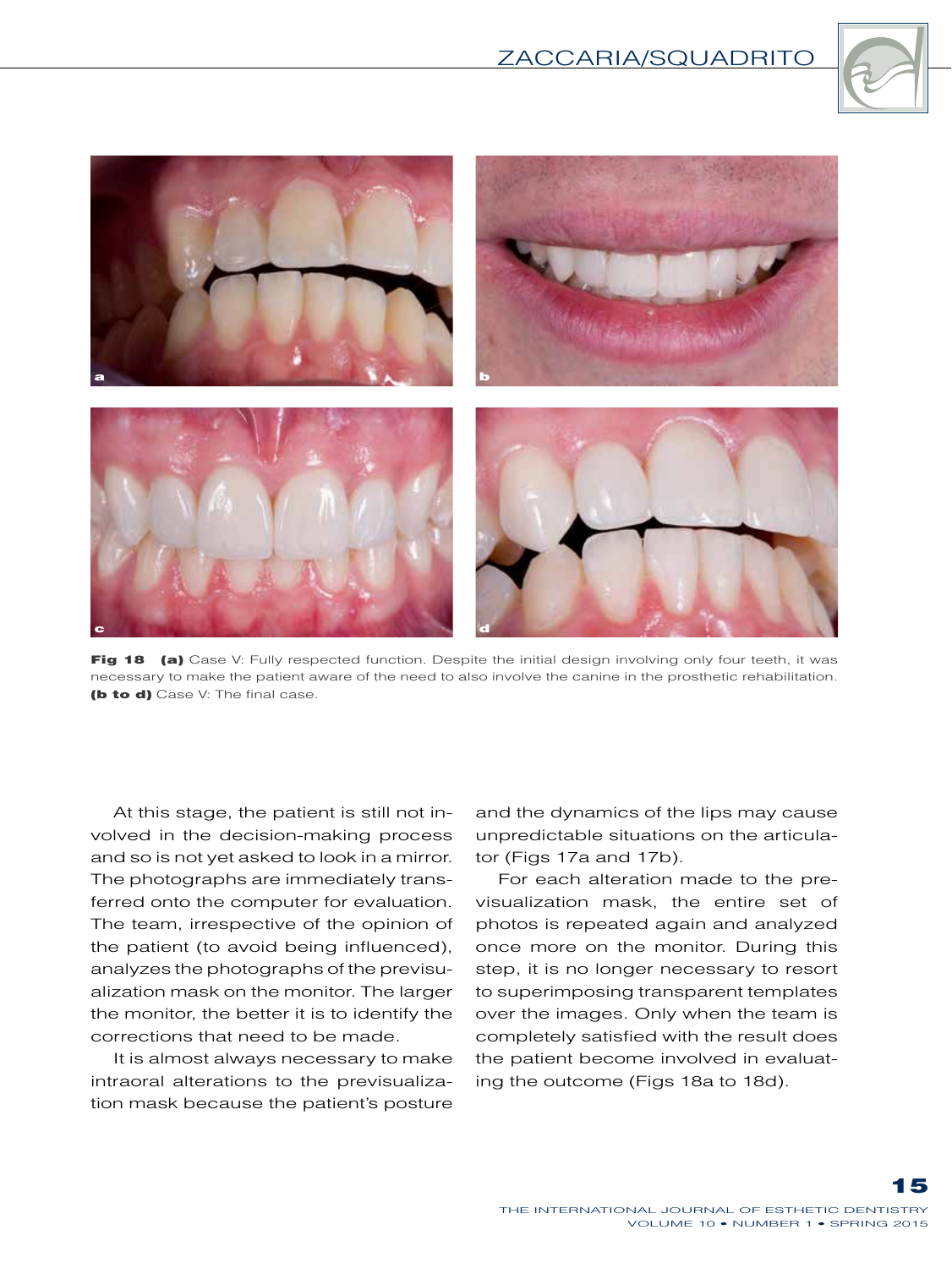**Fig 18** **(a)** Case V: Fully respected function. Despite the initial design involving only four teeth, it was necessary to make the patient aware of the need to also involve the canine in the prosthetic rehabilitation. **(b to d)** Case V: The final case.

At this stage, the patient is still not involved in the decision-making process and so is not yet asked to look in a mirror. The photographs are immediately transferred onto the computer for evaluation. The team, irrespective of the opinion of the patient (to avoid being influenced), analyzes the photographs of the previsualization mask on the monitor. The larger the monitor, the better it is to identify the corrections that need to be made.

It is almost always necessary to make intraoral alterations to the previsualization mask because the patient's posture and the dynamics of the lips may cause unpredictable situations on the articulator (Figs 17a and 17b).

For each alteration made to the previsualization mask, the entire set of photos is repeated again and analyzed once more on the monitor. During this step, it is no longer necessary to resort to superimposing transparent templates over the images. Only when the team is completely satisfied with the result does the patient become involved in evaluating the outcome (Figs 18a to 18d).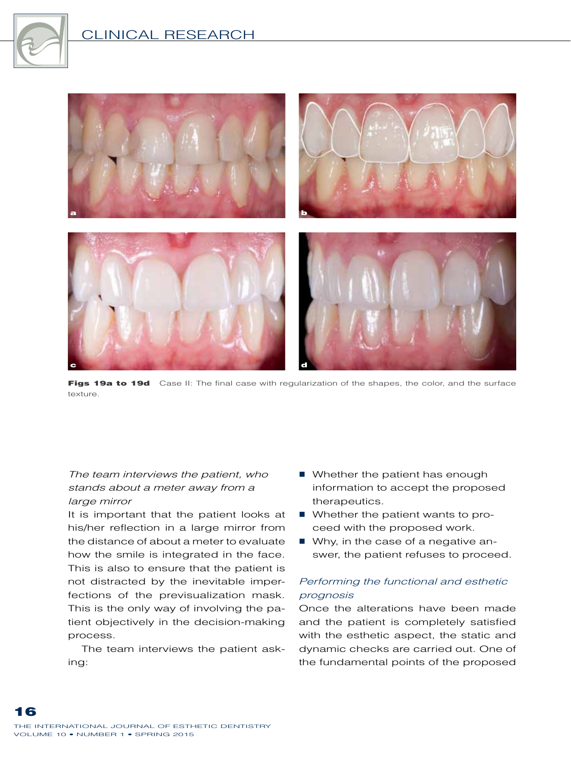**Figs 19a to 19d** Case II: The final case with regularization of the shapes, the color, and the surface texture.

*The team interviews the patient, who stands about a meter away from a large mirror*

It is important that the patient looks at his/her reflection in a large mirror from the distance of about a meter to evaluate how the smile is integrated in the face. This is also to ensure that the patient is not distracted by the inevitable imperfections of the previsualization mask. This is the only way of involving the patient objectively in the decision-making process.

The team interviews the patient asking:

- Whether the patient has enough information to accept the proposed therapeutics.
- Whether the patient wants to proceed with the proposed work.
- Why, in the case of a negative answer, the patient refuses to proceed.

*Performing the functional and esthetic prognosis*

Once the alterations have been made and the patient is completely satisfied with the esthetic aspect, the static and dynamic checks are carried out. One of the fundamental points of the proposed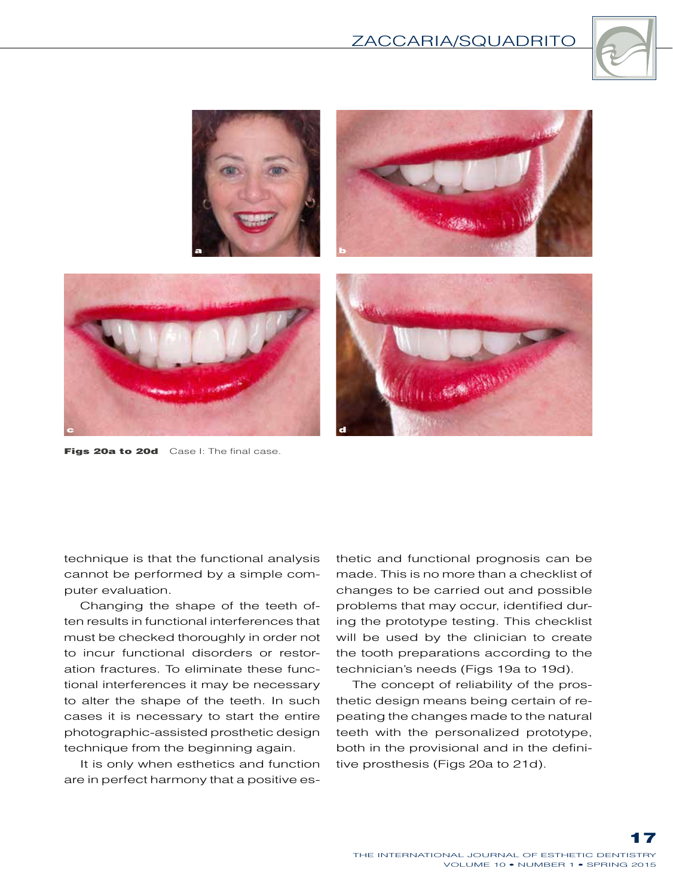**Figs 20a to 20d** Case I: The final case.

technique is that the functional analysis cannot be performed by a simple computer evaluation.

Changing the shape of the teeth often results in functional interferences that must be checked thoroughly in order not to incur functional disorders or restoration fractures. To eliminate these functional interferences it may be necessary to alter the shape of the teeth. In such cases it is necessary to start the entire photographic-assisted prosthetic design technique from the beginning again.

It is only when esthetics and function are in perfect harmony that a positive esthetic and functional prognosis can be made. This is no more than a checklist of changes to be carried out and possible problems that may occur, identified during the prototype testing. This checklist will be used by the clinician to create the tooth preparations according to the technician's needs (Figs 19a to 19d).

The concept of reliability of the prosthetic design means being certain of repeating the changes made to the natural teeth with the personalized prototype, both in the provisional and in the definitive prosthesis (Figs 20a to 21d).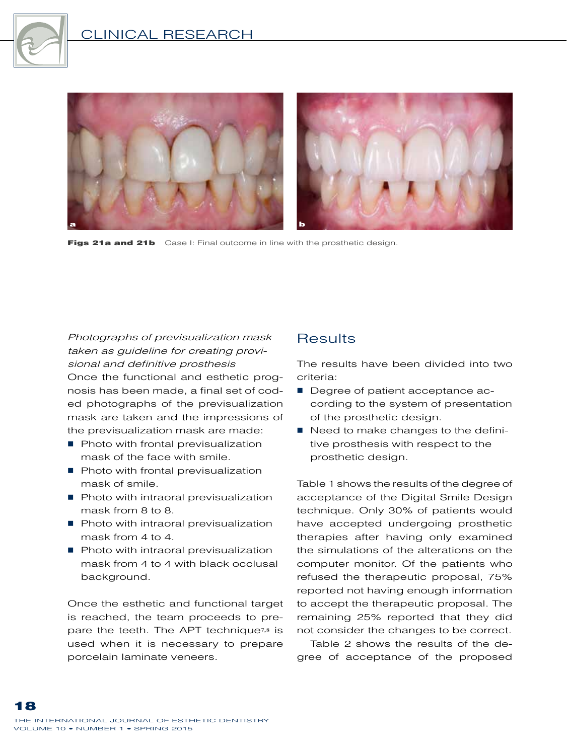**Figs 21a and 21b** Case I: Final outcome in line with the prosthetic design.

*Photographs of previsualization mask taken as guideline for creating provisional and definitive prosthesis*

Once the functional and esthetic prognosis has been made, a final set of coded photographs of the previsualization mask are taken and the impressions of the previsualization mask are made:

- Photo with frontal previsualization mask of the face with smile.
- Photo with frontal previsualization mask of smile.
- Photo with intraoral previsualization mask from 8 to 8.
- Photo with intraoral previsualization mask from 4 to 4.
- Photo with intraoral previsualization mask from 4 to 4 with black occlusal background.

Once the esthetic and functional target is reached, the team proceeds to prepare the teeth. The APT technique[7,8] is used when it is necessary to prepare porcelain laminate veneers.

## Results

The results have been divided into two criteria:

- Degree of patient acceptance according to the system of presentation of the prosthetic design.
- Need to make changes to the definitive prosthesis with respect to the prosthetic design.

Table 1 shows the results of the degree of acceptance of the Digital Smile Design technique. Only 30% of patients would have accepted undergoing prosthetic therapies after having only examined the simulations of the alterations on the computer monitor. Of the patients who refused the therapeutic proposal, 75% reported not having enough information to accept the therapeutic proposal. The remaining 25% reported that they did not consider the changes to be correct.

Table 2 shows the results of the degree of acceptance of the proposed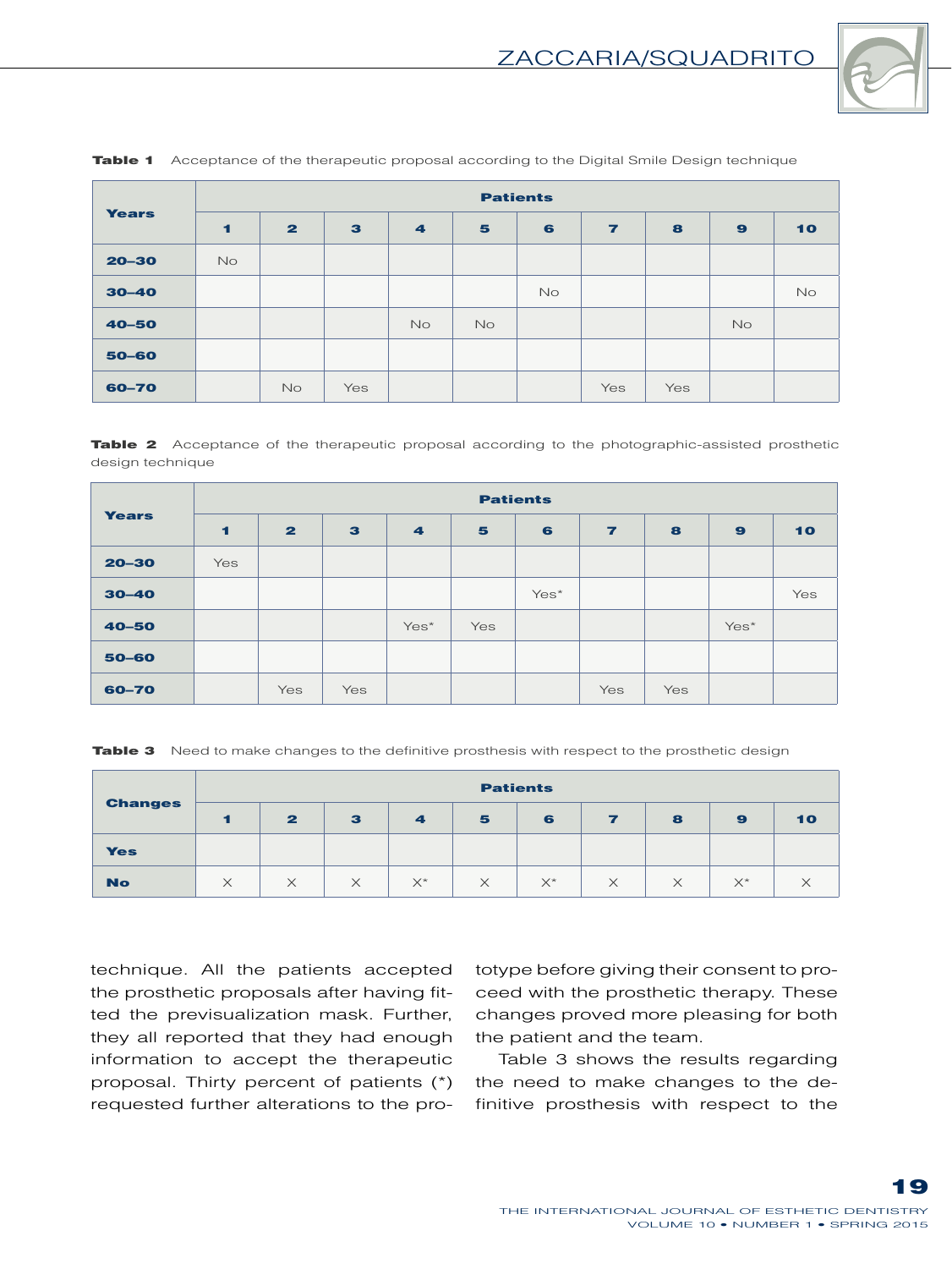**Table 1** Acceptance of the therapeutic proposal according to the Digital Smile Design technique

| Years | Patients | | | | | | | | | |
|---|---|---|---|---|---|---|---|---|---|---|
| | 1 | 2 | 3 | 4 | 5 | 6 | 7 | 8 | 9 | 10 |
| 20–30 | No | | | | | | | | | |
| 30–40 | | | | | | No | | | | No |
| 40–50 | | | | No | No | | | | No | |
| 50–60 | | | | | | | | | | |
| 60–70 | | No | Yes | | | | Yes | Yes | | |

**Table 2** Acceptance of the therapeutic proposal according to the photographic-assisted prosthetic design technique

| Years | Patients | | | | | | | | | |
|---|---|---|---|---|---|---|---|---|---|---|
| | 1 | 2 | 3 | 4 | 5 | 6 | 7 | 8 | 9 | 10 |
| 20–30 | Yes | | | | | | | | | |
| 30–40 | | | | | | Yes* | | | | Yes |
| 40–50 | | | | Yes* | Yes | | | | Yes* | |
| 50–60 | | | | | | | | | | |
| 60–70 | | Yes | Yes | | | | Yes | Yes | | |

**Table 3** Need to make changes to the definitive prosthesis with respect to the prosthetic design

| Changes | Patients | | | | | | | | | |
|---|---|---|---|---|---|---|---|---|---|---|
| | 1 | 2 | 3 | 4 | 5 | 6 | 7 | 8 | 9 | 10 |
| Yes | | | | | | | | | | |
| No | × | × | × | ×* | × | ×* | × | × | ×* | × |

technique. All the patients accepted the prosthetic proposals after having fitted the previsualization mask. Further, they all reported that they had enough information to accept the therapeutic proposal. Thirty percent of patients (*) requested further alterations to the prototype before giving their consent to proceed with the prosthetic therapy. These changes proved more pleasing for both the patient and the team.

Table 3 shows the results regarding the need to make changes to the definitive prosthesis with respect to the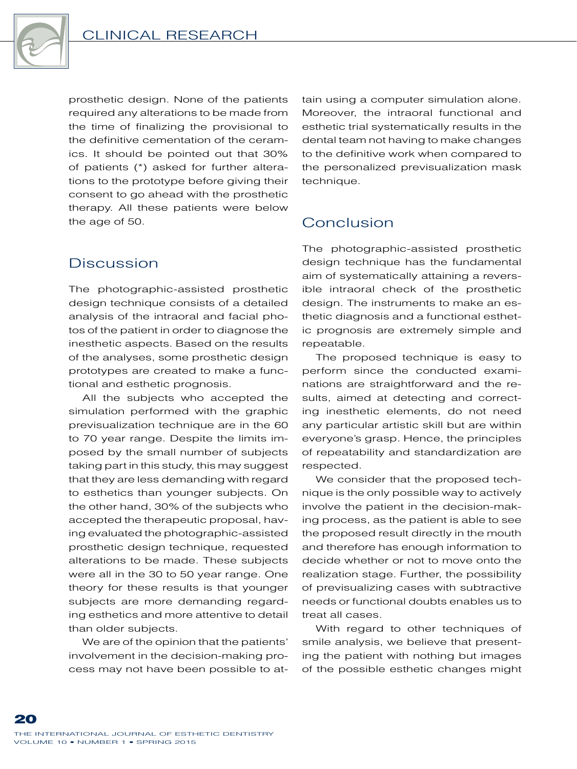prosthetic design. None of the patients required any alterations to be made from the time of finalizing the provisional to the definitive cementation of the ceramics. It should be pointed out that 30% of patients (*) asked for further alterations to the prototype before giving their consent to go ahead with the prosthetic therapy. All these patients were below the age of 50.

## Discussion

The photographic-assisted prosthetic design technique consists of a detailed analysis of the intraoral and facial photos of the patient in order to diagnose the inesthetic aspects. Based on the results of the analyses, some prosthetic design prototypes are created to make a functional and esthetic prognosis.

All the subjects who accepted the simulation performed with the graphic previsualization technique are in the 60 to 70 year range. Despite the limits imposed by the small number of subjects taking part in this study, this may suggest that they are less demanding with regard to esthetics than younger subjects. On the other hand, 30% of the subjects who accepted the therapeutic proposal, having evaluated the photographic-assisted prosthetic design technique, requested alterations to be made. These subjects were all in the 30 to 50 year range. One theory for these results is that younger subjects are more demanding regarding esthetics and more attentive to detail than older subjects.

We are of the opinion that the patients' involvement in the decision-making process may not have been possible to attain using a computer simulation alone. Moreover, the intraoral functional and esthetic trial systematically results in the dental team not having to make changes to the definitive work when compared to the personalized previsualization mask technique.

## Conclusion

The photographic-assisted prosthetic design technique has the fundamental aim of systematically attaining a reversible intraoral check of the prosthetic design. The instruments to make an esthetic diagnosis and a functional esthetic prognosis are extremely simple and repeatable.

The proposed technique is easy to perform since the conducted examinations are straightforward and the results, aimed at detecting and correcting inesthetic elements, do not need any particular artistic skill but are within everyone's grasp. Hence, the principles of repeatability and standardization are respected.

We consider that the proposed technique is the only possible way to actively involve the patient in the decision-making process, as the patient is able to see the proposed result directly in the mouth and therefore has enough information to decide whether or not to move onto the realization stage. Further, the possibility of previsualizing cases with subtractive needs or functional doubts enables us to treat all cases.

With regard to other techniques of smile analysis, we believe that presenting the patient with nothing but images of the possible esthetic changes might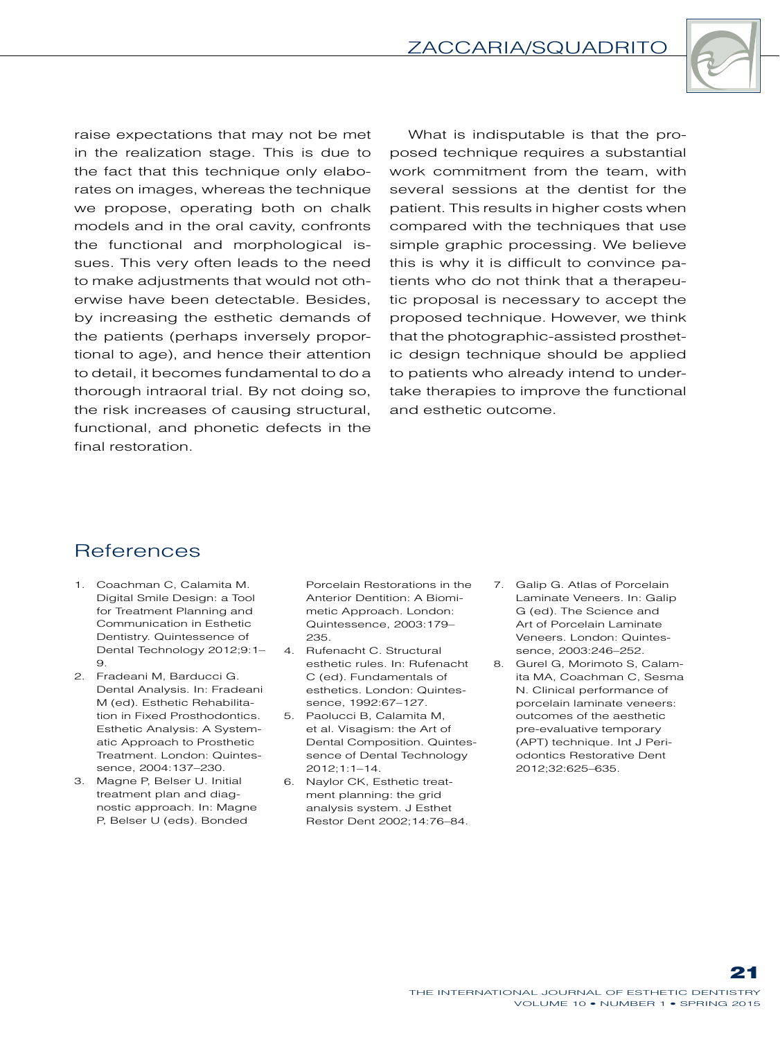raise expectations that may not be met in the realization stage. This is due to the fact that this technique only elaborates on images, whereas the technique we propose, operating both on chalk models and in the oral cavity, confronts the functional and morphological issues. This very often leads to the need to make adjustments that would not otherwise have been detectable. Besides, by increasing the esthetic demands of the patients (perhaps inversely proportional to age), and hence their attention to detail, it becomes fundamental to do a thorough intraoral trial. By not doing so, the risk increases of causing structural, functional, and phonetic defects in the final restoration.

What is indisputable is that the proposed technique requires a substantial work commitment from the team, with several sessions at the dentist for the patient. This results in higher costs when compared with the techniques that use simple graphic processing. We believe this is why it is difficult to convince patients who do not think that a therapeutic proposal is necessary to accept the proposed technique. However, we think that the photographic-assisted prosthetic design technique should be applied to patients who already intend to undertake therapies to improve the functional and esthetic outcome.

## References

1. Coachman C, Calamita M. Digital Smile Design: a Tool for Treatment Planning and Communication in Esthetic Dentistry. Quintessence of Dental Technology 2012;9:1–9.
2. Fradeani M, Barducci G. Dental Analysis. In: Fradeani M (ed). Esthetic Rehabilitation in Fixed Prosthodontics. Esthetic Analysis: A Systematic Approach to Prosthetic Treatment. London: Quintessence, 2004:137–230.
3. Magne P, Belser U. Initial treatment plan and diagnostic approach. In: Magne P, Belser U (eds). Bonded Porcelain Restorations in the Anterior Dentition: A Biomimetic Approach. London: Quintessence, 2003:179–235.
4. Rufenacht C. Structural esthetic rules. In: Rufenacht C (ed). Fundamentals of esthetics. London: Quintessence, 1992:67–127.
5. Paolucci B, Calamita M, et al. Visagism: the Art of Dental Composition. Quintessence of Dental Technology 2012;1:1–14.
6. Naylor CK, Esthetic treatment planning: the grid analysis system. J Esthet Restor Dent 2002;14:76–84.
7. Galip G. Atlas of Porcelain Laminate Veneers. In: Galip G (ed). The Science and Art of Porcelain Laminate Veneers. London: Quintessence, 2003:246–252.
8. Gurel G, Morimoto S, Calamita MA, Coachman C, Sesma N. Clinical performance of porcelain laminate veneers: outcomes of the aesthetic pre-evaluative temporary (APT) technique. Int J Periodontics Restorative Dent 2012;32:625–635.